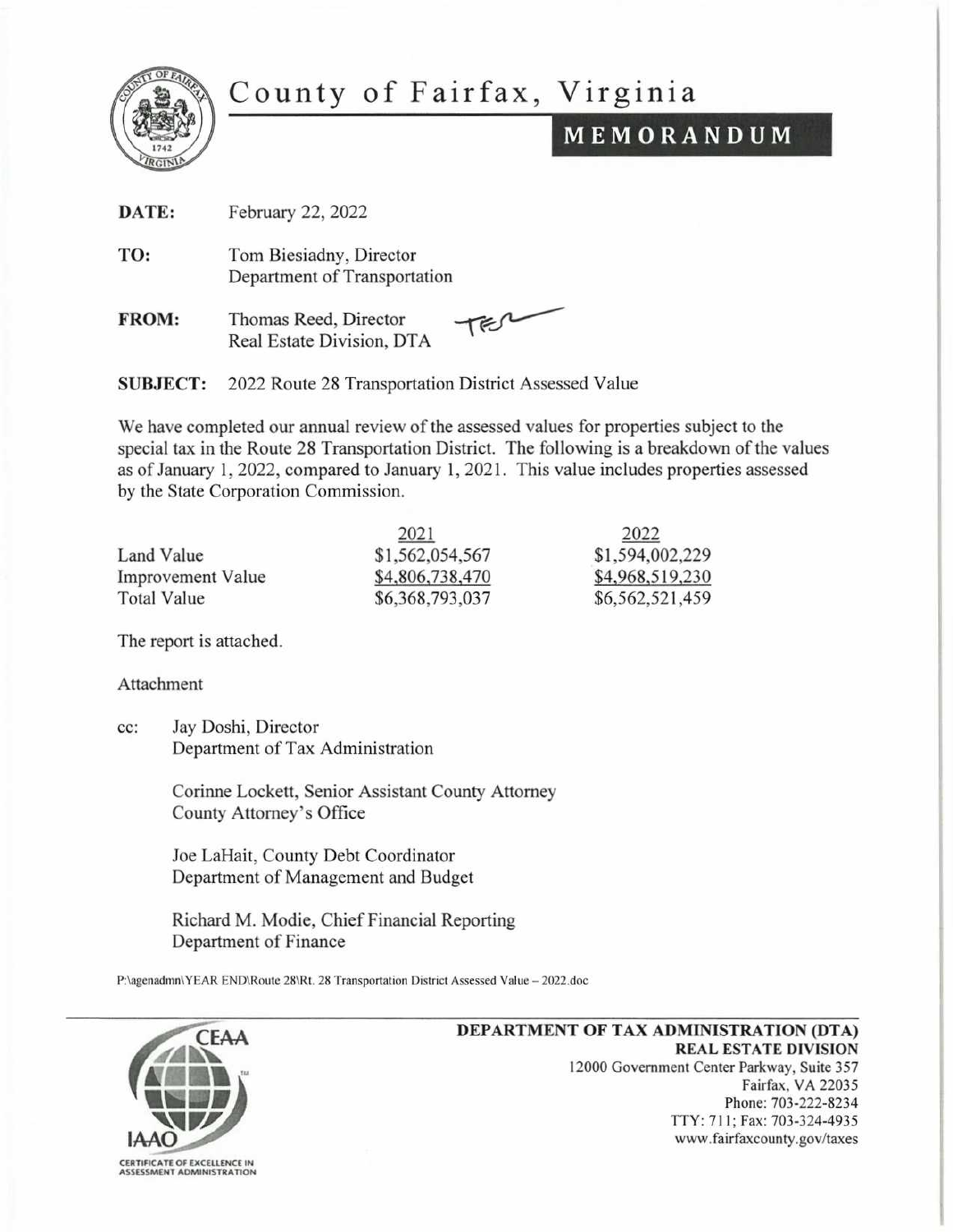# County of Fairfax, Virginia

## MEMORANDUM

**DATE:** February 22, 2022

**TO:** Tom Biesiadny, Director
Department of Transportation

**FROM:** Thomas Reed, Director
Real Estate Division, DTA

**SUBJECT:** 2022 Route 28 Transportation District Assessed Value

We have completed our annual review of the assessed values for properties subject to the special tax in the Route 28 Transportation District. The following is a breakdown of the values as of January 1, 2022, compared to January 1, 2021. This value includes properties assessed by the State Corporation Commission.

| | 2021 | 2022 |
|---|---|---|
| Land Value | $1,562,054,567 | $1,594,002,229 |
| Improvement Value | $4,806,738,470 | $4,968,519,230 |
| Total Value | $6,368,793,037 | $6,562,521,459 |

The report is attached.

Attachment

cc: Jay Doshi, Director
Department of Tax Administration

Corinne Lockett, Senior Assistant County Attorney
County Attorney's Office

Joe LaHait, County Debt Coordinator
Department of Management and Budget

Richard M. Modie, Chief Financial Reporting
Department of Finance

P:\agenadmn\YEAR END\Route 28\Rt. 28 Transportation District Assessed Value – 2022.doc

CEAA IAAO CERTIFICATE OF EXCELLENCE IN ASSESSMENT ADMINISTRATION

**DEPARTMENT OF TAX ADMINISTRATION (DTA)**
**REAL ESTATE DIVISION**
12000 Government Center Parkway, Suite 357
Fairfax, VA 22035
Phone: 703-222-8234
TTY: 711; Fax: 703-324-4935
www.fairfaxcounty.gov/taxes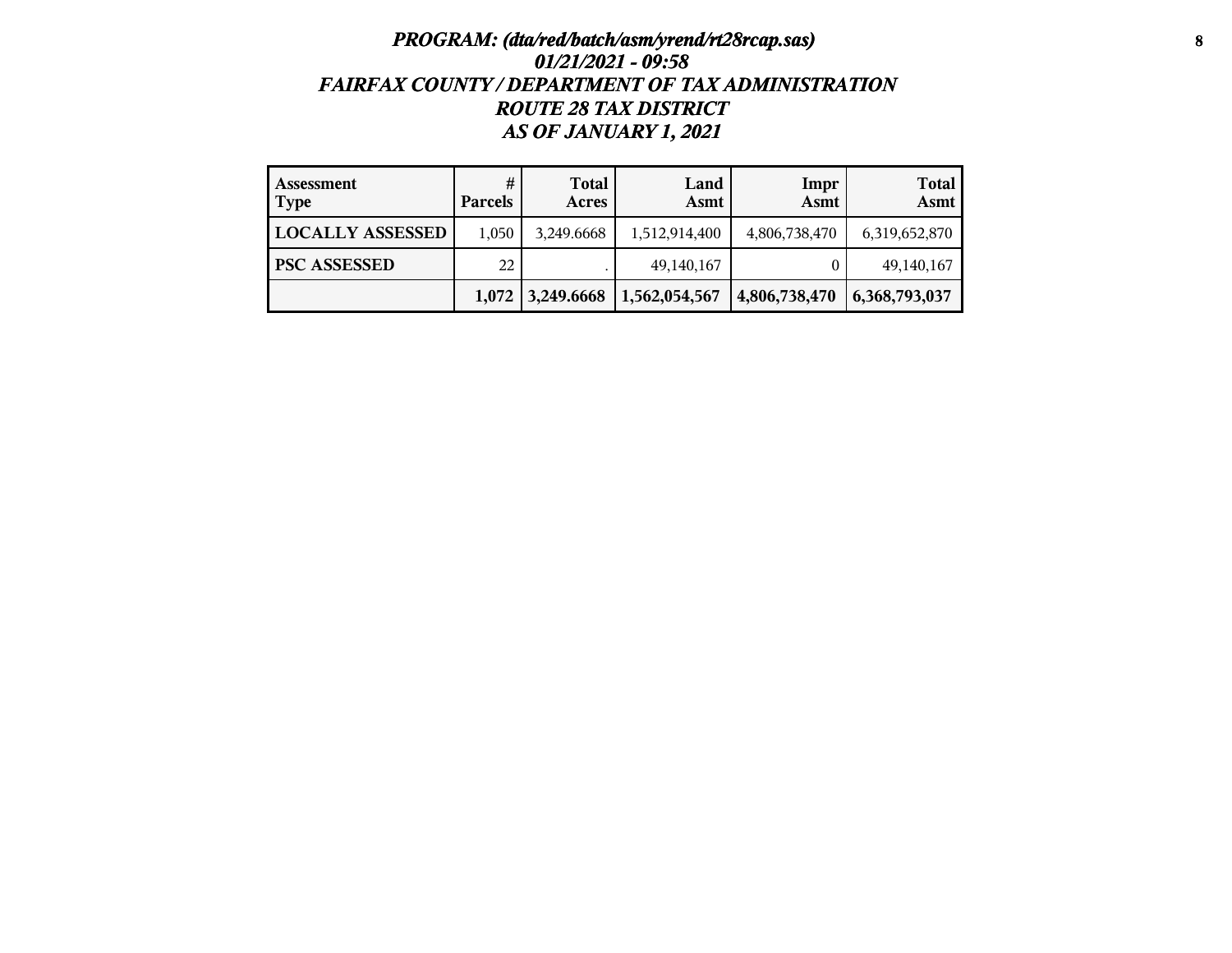***PROGRAM: (dta/red/batch/asm/yrend/rt28rcap.sas)***
***01/21/2021 - 09:58***
***FAIRFAX COUNTY / DEPARTMENT OF TAX ADMINISTRATION***
***ROUTE 28 TAX DISTRICT***
***AS OF JANUARY 1, 2021***

| Assessment Type | # Parcels | Total Acres | Land Asmt | Impr Asmt | Total Asmt |
|---|---|---|---|---|---|
| **LOCALLY ASSESSED** | 1,050 | 3,249.6668 | 1,512,914,400 | 4,806,738,470 | 6,319,652,870 |
| **PSC ASSESSED** | 22 | . | 49,140,167 | 0 | 49,140,167 |
| | **1,072** | **3,249.6668** | **1,562,054,567** | **4,806,738,470** | **6,368,793,037** |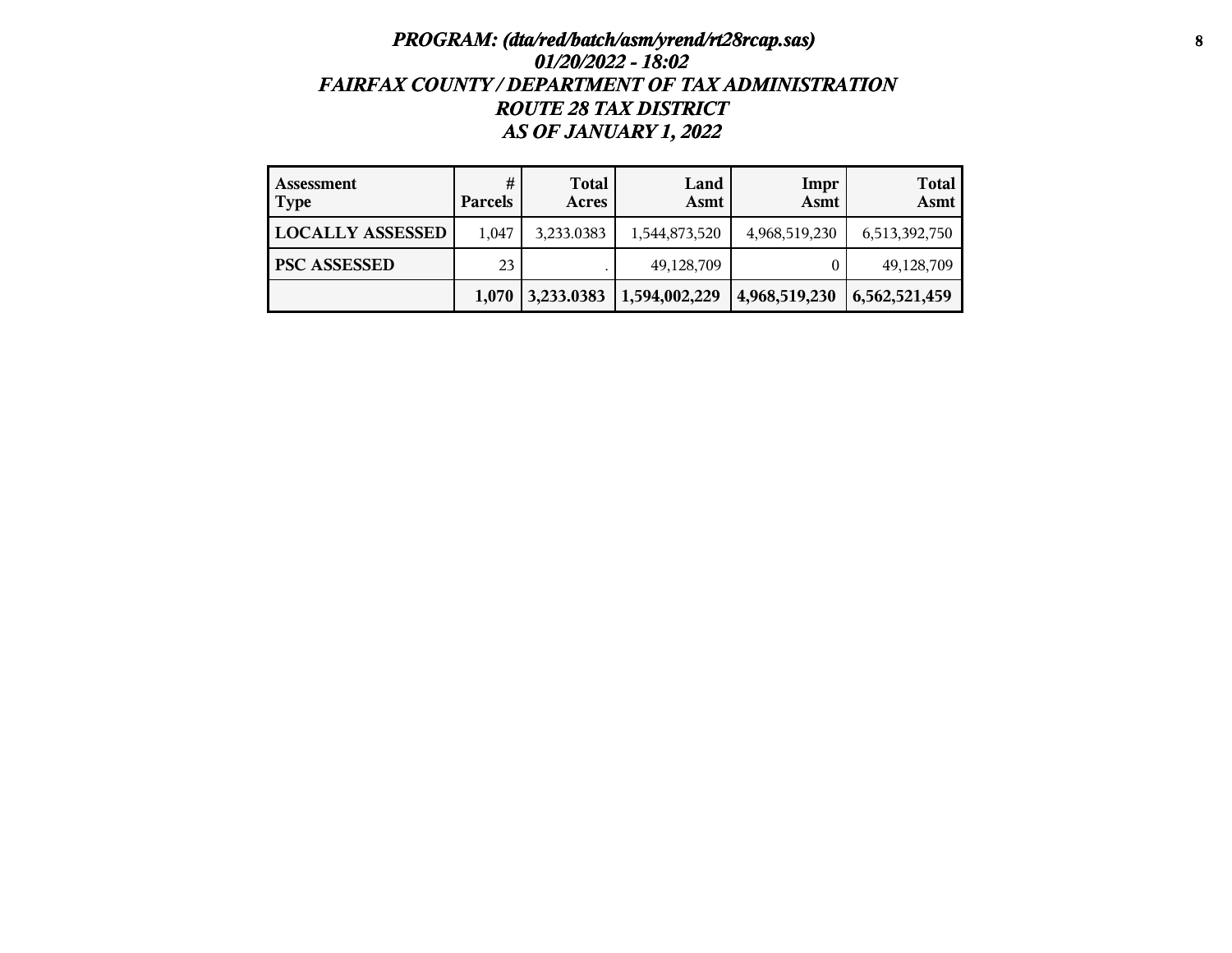***PROGRAM: (dta/red/batch/asm/yrend/rt28rcap.sas)***
***01/20/2022 - 18:02***
***FAIRFAX COUNTY / DEPARTMENT OF TAX ADMINISTRATION***
***ROUTE 28 TAX DISTRICT***
***AS OF JANUARY 1, 2022***

| Assessment Type | # Parcels | Total Acres | Land Asmt | Impr Asmt | Total Asmt |
|---|---|---|---|---|---|
| **LOCALLY ASSESSED** | 1,047 | 3,233.0383 | 1,544,873,520 | 4,968,519,230 | 6,513,392,750 |
| **PSC ASSESSED** | 23 | . | 49,128,709 | 0 | 49,128,709 |
| | **1,070** | **3,233.0383** | **1,594,002,229** | **4,968,519,230** | **6,562,521,459** |